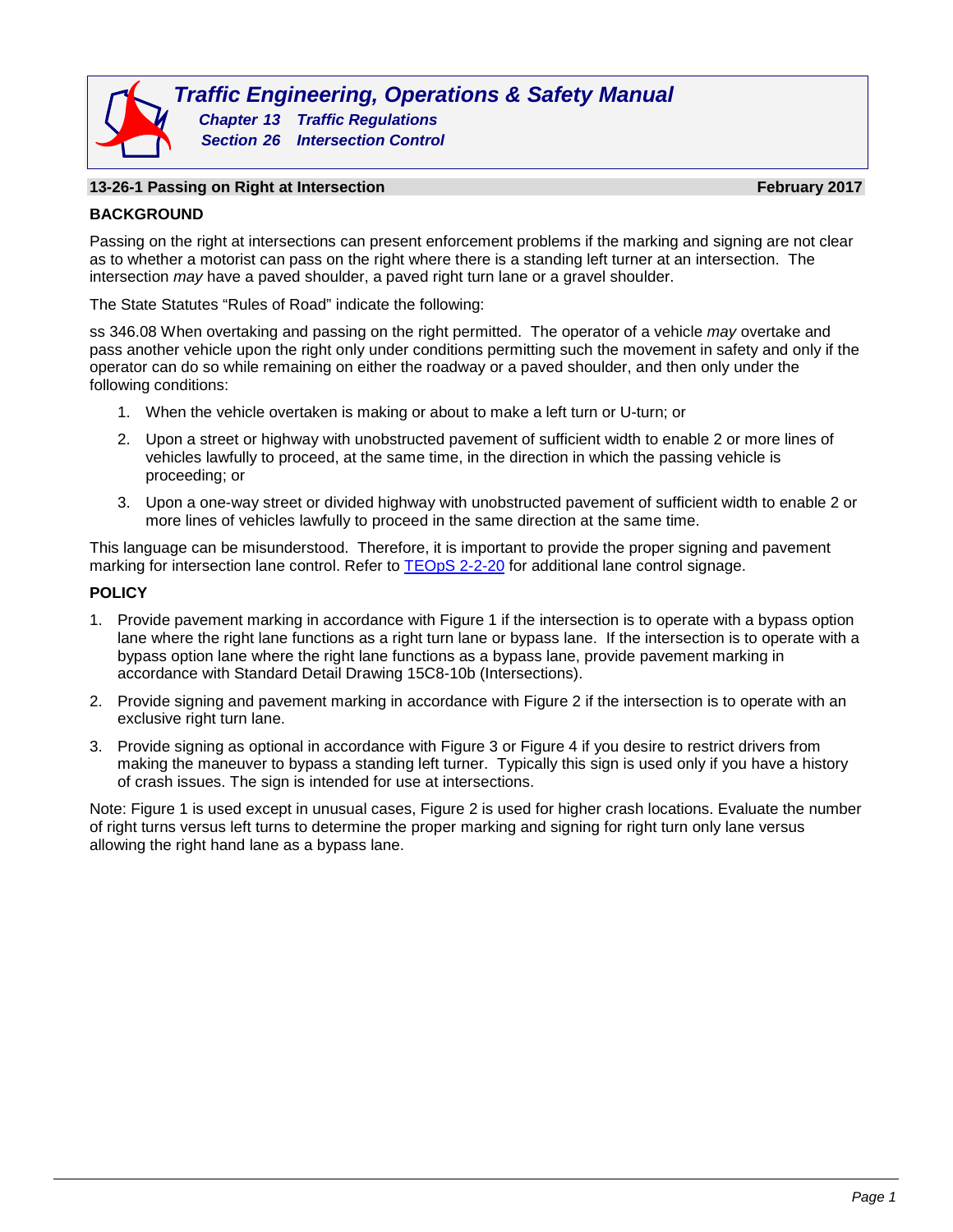# Traffic Engineering, Operations & Safety Manual

## Chapter 13 Traffic Regulations

## Section 26 Intersection Control

### 13-26-1 Passing on Right at Intersection

February 2017

**BACKGROUND**

Passing on the right at intersections can present enforcement problems if the marking and signing are not clear as to whether a motorist can pass on the right where there is a standing left turner at an intersection. The intersection *may* have a paved shoulder, a paved right turn lane or a gravel shoulder.

The State Statutes "Rules of Road" indicate the following:

ss 346.08 When overtaking and passing on the right permitted. The operator of a vehicle *may* overtake and pass another vehicle upon the right only under conditions permitting such the movement in safety and only if the operator can do so while remaining on either the roadway or a paved shoulder, and then only under the following conditions:

1. When the vehicle overtaken is making or about to make a left turn or U-turn; or
2. Upon a street or highway with unobstructed pavement of sufficient width to enable 2 or more lines of vehicles lawfully to proceed, at the same time, in the direction in which the passing vehicle is proceeding; or
3. Upon a one-way street or divided highway with unobstructed pavement of sufficient width to enable 2 or more lines of vehicles lawfully to proceed in the same direction at the same time.

This language can be misunderstood. Therefore, it is important to provide the proper signing and pavement marking for intersection lane control. Refer to TEOpS 2-2-20 for additional lane control signage.

**POLICY**

1. Provide pavement marking in accordance with Figure 1 if the intersection is to operate with a bypass option lane where the right lane functions as a right turn lane or bypass lane. If the intersection is to operate with a bypass option lane where the right lane functions as a bypass lane, provide pavement marking in accordance with Standard Detail Drawing 15C8-10b (Intersections).
2. Provide signing and pavement marking in accordance with Figure 2 if the intersection is to operate with an exclusive right turn lane.
3. Provide signing as optional in accordance with Figure 3 or Figure 4 if you desire to restrict drivers from making the maneuver to bypass a standing left turner. Typically this sign is used only if you have a history of crash issues. The sign is intended for use at intersections.

Note: Figure 1 is used except in unusual cases, Figure 2 is used for higher crash locations. Evaluate the number of right turns versus left turns to determine the proper marking and signing for right turn only lane versus allowing the right hand lane as a bypass lane.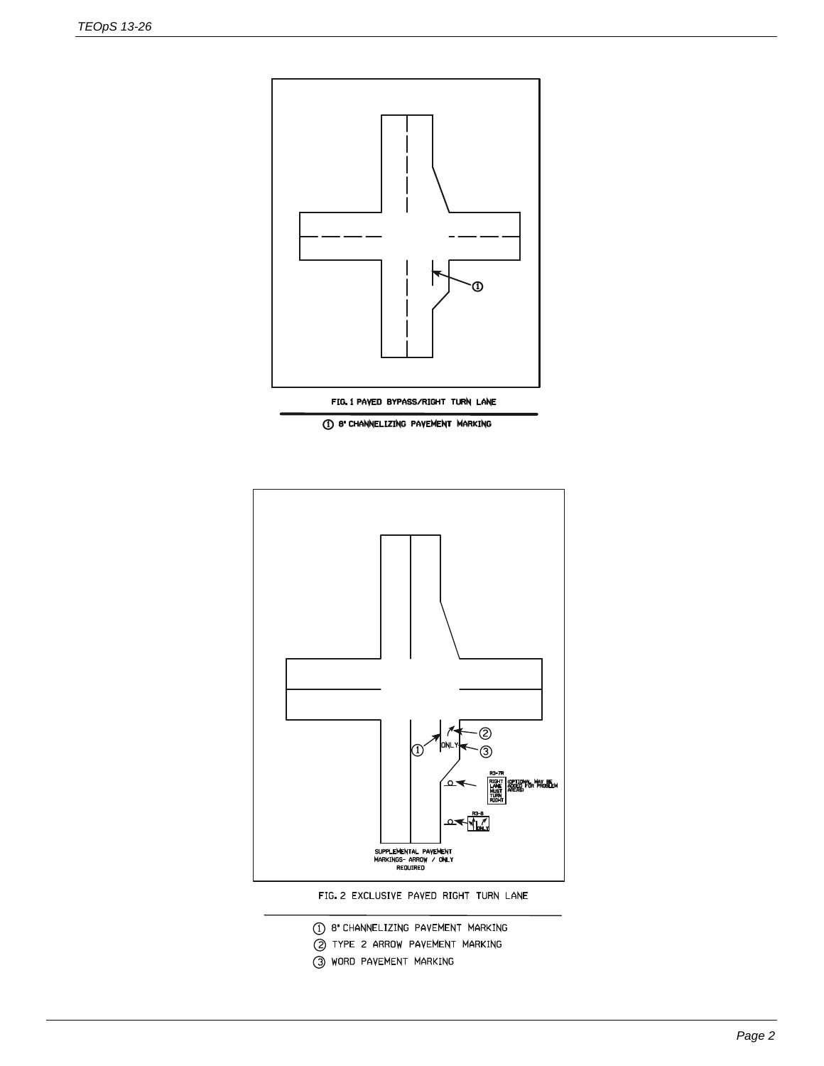FIG. 1 PAVED BYPASS/RIGHT TURN LANE

① 8" CHANNELIZING PAVEMENT MARKING

R3-7R

RIGHT LANE MUST TURN RIGHT

(OPTIONAL MAY BE ADDED FOR PROBLEM AREAS)

R3-8

ONLY

SUPPLEMENTAL PAVEMENT MARKINGS- ARROW / ONLY REQUIRED

FIG. 2 EXCLUSIVE PAVED RIGHT TURN LANE

① 8" CHANNELIZING PAVEMENT MARKING

② TYPE 2 ARROW PAVEMENT MARKING

③ WORD PAVEMENT MARKING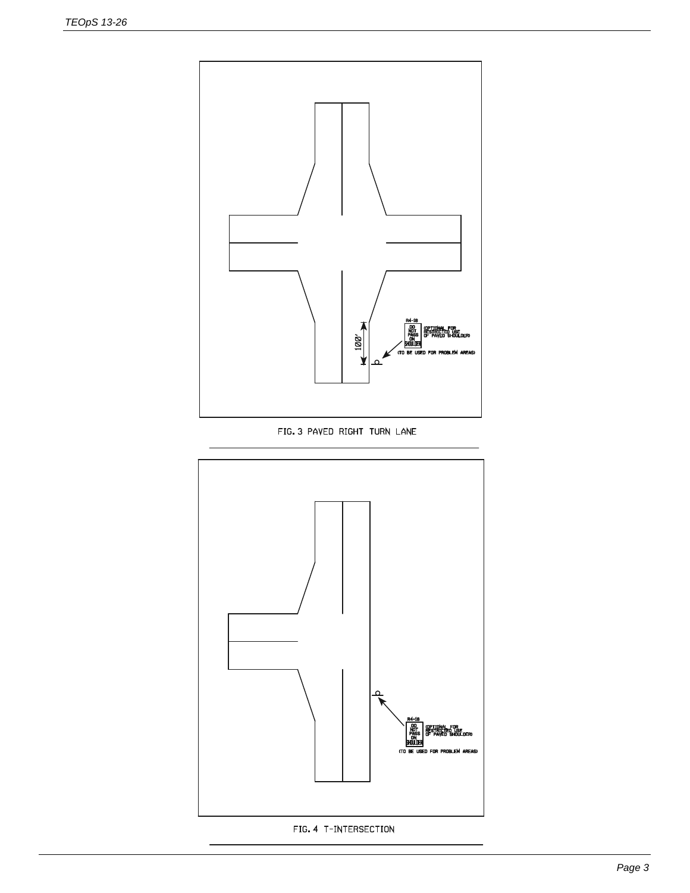R4-18

DO NOT PASS ON SHOULDER

(OPTIONAL FOR RESTRICTED USE OF PAVED SHOULDER)

(TO BE USED FOR PROBLEM AREAS)

100'

FIG. 3 PAVED RIGHT TURN LANE

R4-18

DO NOT PASS ON SHOULDER

(OPTIONAL FOR RESTRICTED USE OF PAVED SHOULDER)

(TO BE USED FOR PROBLEM AREAS)

FIG. 4 T-INTERSECTION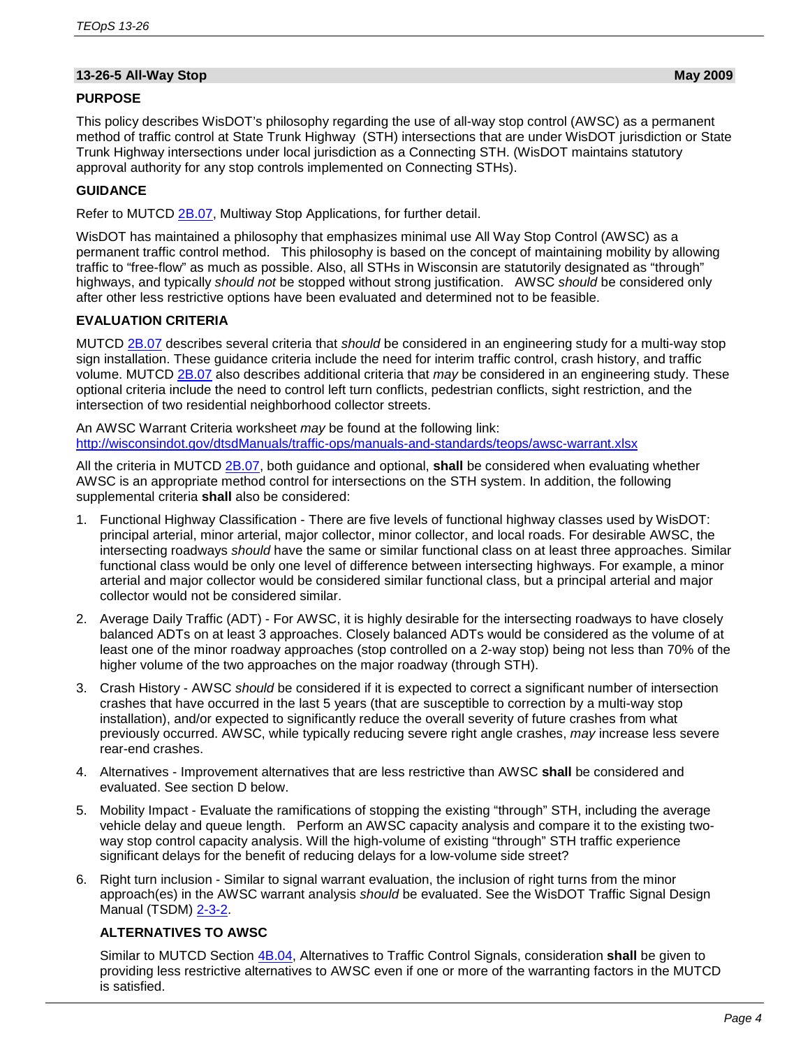## 13-26-5 All-Way Stop — May 2009

### PURPOSE

This policy describes WisDOT's philosophy regarding the use of all-way stop control (AWSC) as a permanent method of traffic control at State Trunk Highway (STH) intersections that are under WisDOT jurisdiction or State Trunk Highway intersections under local jurisdiction as a Connecting STH. (WisDOT maintains statutory approval authority for any stop controls implemented on Connecting STHs).

### GUIDANCE

Refer to MUTCD 2B.07, Multiway Stop Applications, for further detail.

WisDOT has maintained a philosophy that emphasizes minimal use All Way Stop Control (AWSC) as a permanent traffic control method. This philosophy is based on the concept of maintaining mobility by allowing traffic to "free-flow" as much as possible. Also, all STHs in Wisconsin are statutorily designated as "through" highways, and typically *should not* be stopped without strong justification. AWSC *should* be considered only after other less restrictive options have been evaluated and determined not to be feasible.

### EVALUATION CRITERIA

MUTCD 2B.07 describes several criteria that *should* be considered in an engineering study for a multi-way stop sign installation. These guidance criteria include the need for interim traffic control, crash history, and traffic volume. MUTCD 2B.07 also describes additional criteria that *may* be considered in an engineering study. These optional criteria include the need to control left turn conflicts, pedestrian conflicts, sight restriction, and the intersection of two residential neighborhood collector streets.

An AWSC Warrant Criteria worksheet *may* be found at the following link:
http://wisconsindot.gov/dtsdManuals/traffic-ops/manuals-and-standards/teops/awsc-warrant.xlsx

All the criteria in MUTCD 2B.07, both guidance and optional, **shall** be considered when evaluating whether AWSC is an appropriate method control for intersections on the STH system. In addition, the following supplemental criteria **shall** also be considered:

1. Functional Highway Classification - There are five levels of functional highway classes used by WisDOT: principal arterial, minor arterial, major collector, minor collector, and local roads. For desirable AWSC, the intersecting roadways *should* have the same or similar functional class on at least three approaches. Similar functional class would be only one level of difference between intersecting highways. For example, a minor arterial and major collector would be considered similar functional class, but a principal arterial and major collector would not be considered similar.

2. Average Daily Traffic (ADT) - For AWSC, it is highly desirable for the intersecting roadways to have closely balanced ADTs on at least 3 approaches. Closely balanced ADTs would be considered as the volume of at least one of the minor roadway approaches (stop controlled on a 2-way stop) being not less than 70% of the higher volume of the two approaches on the major roadway (through STH).

3. Crash History - AWSC *should* be considered if it is expected to correct a significant number of intersection crashes that have occurred in the last 5 years (that are susceptible to correction by a multi-way stop installation), and/or expected to significantly reduce the overall severity of future crashes from what previously occurred. AWSC, while typically reducing severe right angle crashes, *may* increase less severe rear-end crashes.

4. Alternatives - Improvement alternatives that are less restrictive than AWSC **shall** be considered and evaluated. See section D below.

5. Mobility Impact - Evaluate the ramifications of stopping the existing "through" STH, including the average vehicle delay and queue length. Perform an AWSC capacity analysis and compare it to the existing two-way stop control capacity analysis. Will the high-volume of existing "through" STH traffic experience significant delays for the benefit of reducing delays for a low-volume side street?

6. Right turn inclusion - Similar to signal warrant evaluation, the inclusion of right turns from the minor approach(es) in the AWSC warrant analysis *should* be evaluated. See the WisDOT Traffic Signal Design Manual (TSDM) 2-3-2.

#### ALTERNATIVES TO AWSC

Similar to MUTCD Section 4B.04, Alternatives to Traffic Control Signals, consideration **shall** be given to providing less restrictive alternatives to AWSC even if one or more of the warranting factors in the MUTCD is satisfied.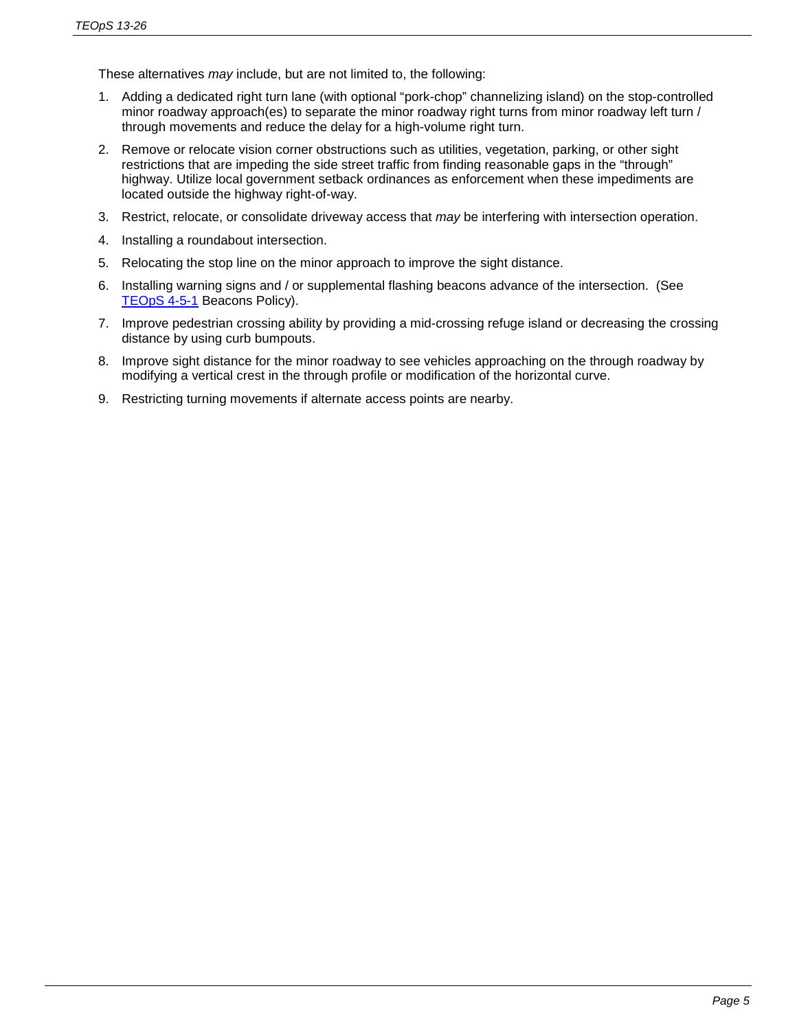These alternatives *may* include, but are not limited to, the following:

1. Adding a dedicated right turn lane (with optional "pork-chop" channelizing island) on the stop-controlled minor roadway approach(es) to separate the minor roadway right turns from minor roadway left turn / through movements and reduce the delay for a high-volume right turn.
2. Remove or relocate vision corner obstructions such as utilities, vegetation, parking, or other sight restrictions that are impeding the side street traffic from finding reasonable gaps in the "through" highway. Utilize local government setback ordinances as enforcement when these impediments are located outside the highway right-of-way.
3. Restrict, relocate, or consolidate driveway access that *may* be interfering with intersection operation.
4. Installing a roundabout intersection.
5. Relocating the stop line on the minor approach to improve the sight distance.
6. Installing warning signs and / or supplemental flashing beacons advance of the intersection. (See TEOpS 4-5-1 Beacons Policy).
7. Improve pedestrian crossing ability by providing a mid-crossing refuge island or decreasing the crossing distance by using curb bumpouts.
8. Improve sight distance for the minor roadway to see vehicles approaching on the through roadway by modifying a vertical crest in the through profile or modification of the horizontal curve.
9. Restricting turning movements if alternate access points are nearby.